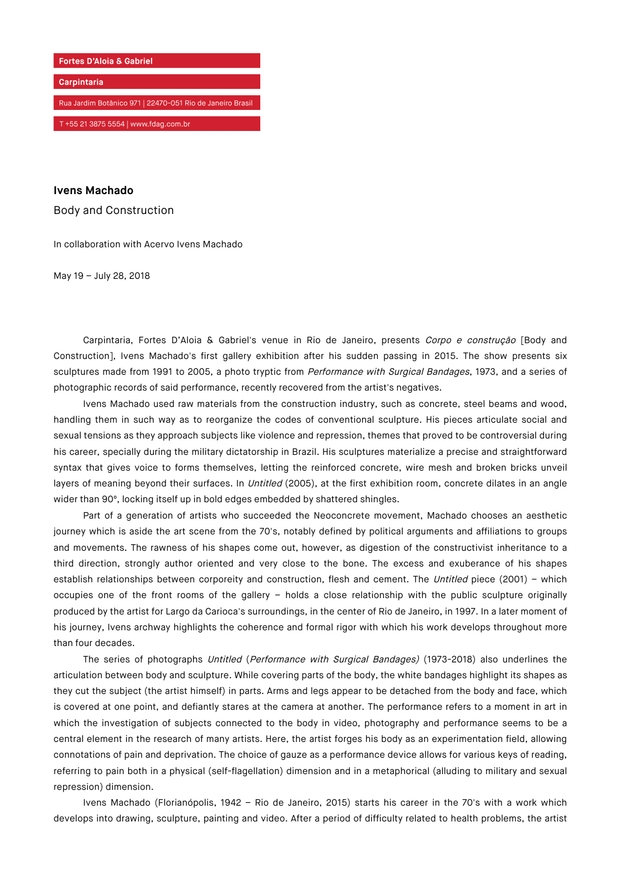**Fortes D'Aloia & Gabriel**

**Carpintaria**

Rua Jardim Botânico 971 | 22470-051 Rio de Janeiro Brasil

T +55 21 3875 5554 | www.fdag.com.br

**Ivens Machado**

Body and Construction

In collaboration with Acervo Ivens Machado

May 19 – July 28, 2018

Carpintaria, Fortes D'Aloia & Gabriel's venue in Rio de Janeiro, presents *Corpo e construção* [Body and Construction], Ivens Machado's first gallery exhibition after his sudden passing in 2015. The show presents six sculptures made from 1991 to 2005, a photo tryptic from *Performance with Surgical Bandages*, 1973, and a series of photographic records of said performance, recently recovered from the artist's negatives.

Ivens Machado used raw materials from the construction industry, such as concrete, steel beams and wood, handling them in such way as to reorganize the codes of conventional sculpture. His pieces articulate social and sexual tensions as they approach subjects like violence and repression, themes that proved to be controversial during his career, specially during the military dictatorship in Brazil. His sculptures materialize a precise and straightforward syntax that gives voice to forms themselves, letting the reinforced concrete, wire mesh and broken bricks unveil layers of meaning beyond their surfaces. In *Untitled* (2005), at the first exhibition room, concrete dilates in an angle wider than 90°, locking itself up in bold edges embedded by shattered shingles.

Part of a generation of artists who succeeded the Neoconcrete movement, Machado chooses an aesthetic journey which is aside the art scene from the 70's, notably defined by political arguments and affiliations to groups and movements. The rawness of his shapes come out, however, as digestion of the constructivist inheritance to a third direction, strongly author oriented and very close to the bone. The excess and exuberance of his shapes establish relationships between corporeity and construction, flesh and cement. The *Untitled* piece (2001) – which occupies one of the front rooms of the gallery – holds a close relationship with the public sculpture originally produced by the artist for Largo da Carioca's surroundings, in the center of Rio de Janeiro, in 1997. In a later moment of his journey, Ivens archway highlights the coherence and formal rigor with which his work develops throughout more than four decades.

The series of photographs *Untitled* (*Performance with Surgical Bandages)* (1973-2018) also underlines the articulation between body and sculpture. While covering parts of the body, the white bandages highlight its shapes as they cut the subject (the artist himself) in parts. Arms and legs appear to be detached from the body and face, which is covered at one point, and defiantly stares at the camera at another. The performance refers to a moment in art in which the investigation of subjects connected to the body in video, photography and performance seems to be a central element in the research of many artists. Here, the artist forges his body as an experimentation field, allowing connotations of pain and deprivation. The choice of gauze as a performance device allows for various keys of reading, referring to pain both in a physical (self-flagellation) dimension and in a metaphorical (alluding to military and sexual repression) dimension.

Ivens Machado (Florianópolis, 1942 – Rio de Janeiro, 2015) starts his career in the 70's with a work which develops into drawing, sculpture, painting and video. After a period of difficulty related to health problems, the artist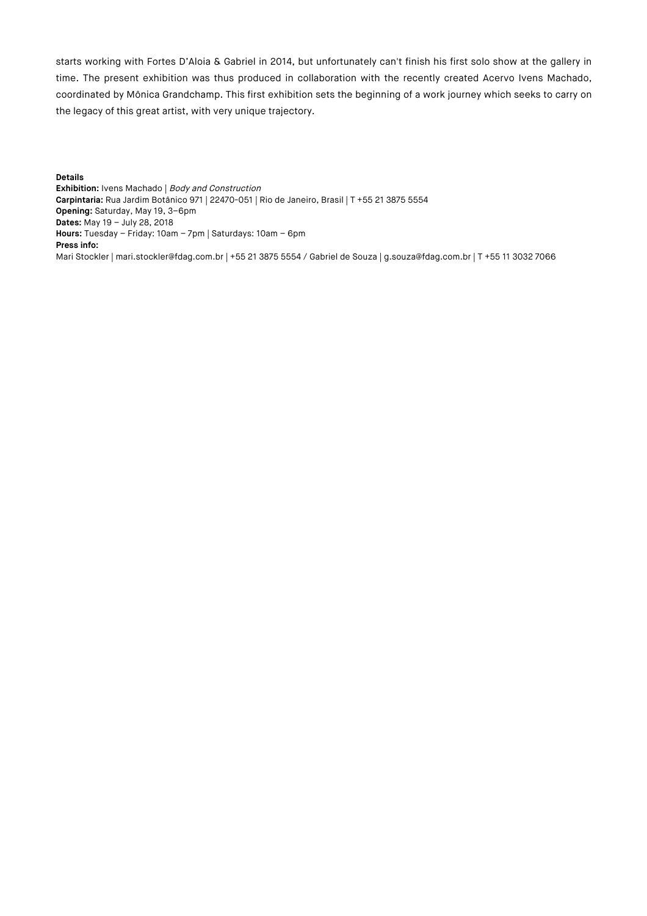starts working with Fortes D'Aloia & Gabriel in 2014, but unfortunately can't finish his first solo show at the gallery in time. The present exhibition was thus produced in collaboration with the recently created Acervo Ivens Machado, coordinated by Mônica Grandchamp. This first exhibition sets the beginning of a work journey which seeks to carry on the legacy of this great artist, with very unique trajectory.

**Details**
**Exhibition:** Ivens Machado | *Body and Construction*
**Carpintaria:** Rua Jardim Botânico 971 | 22470-051 | Rio de Janeiro, Brasil | T +55 21 3875 5554
**Opening:** Saturday, May 19, 3–6pm
**Dates:** May 19 – July 28, 2018
**Hours:** Tuesday – Friday: 10am – 7pm | Saturdays: 10am – 6pm
**Press info:**
Mari Stockler | mari.stockler@fdag.com.br | +55 21 3875 5554 / Gabriel de Souza | g.souza@fdag.com.br | T +55 11 3032 7066